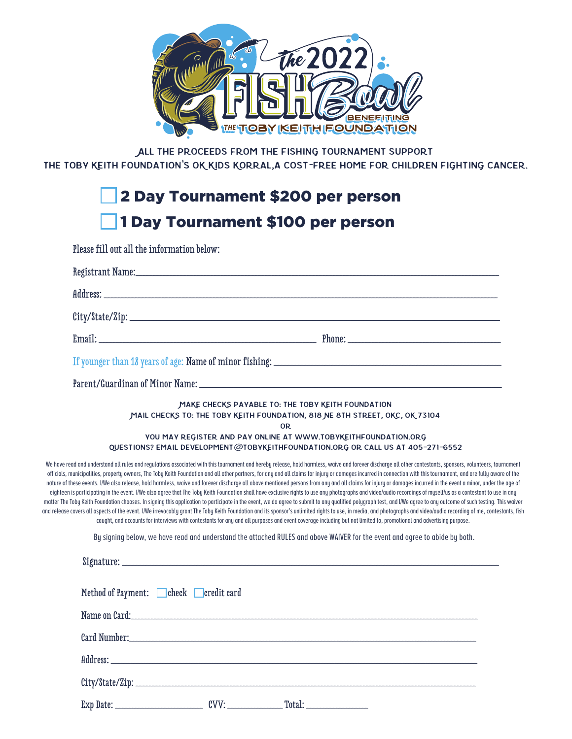# the 2022 FISH Bowl

BENEFITING THE TOBY KEITH FOUNDATION

ALL THE PROCEEDS FROM THE FISHING TOURNAMENT SUPPORT
THE TOBY KEITH FOUNDATION'S OK KIDS KORRAL, A COST-FREE HOME FOR CHILDREN FIGHTING CANCER.

## ☐ 2 Day Tournament $200 per person

## ☐ 1 Day Tournament $100 per person

Please fill out all the information below:

Registrant Name:______________________________________________

Address: ______________________________________________

City/State/Zip: ______________________________________________

Email: ___________________________ Phone: ___________________

If younger than 18 years of age: Name of minor fishing: ___________________________

Parent/Guardinan of Minor Name: ______________________________________________

MAKE CHECKS PAYABLE TO: THE TOBY KEITH FOUNDATION
MAIL CHECKS TO: THE TOBY KEITH FOUNDATION, 818 NE 8TH STREET, OKC, OK 73104
OR
YOU MAY REGISTER AND PAY ONLINE AT WWW.TOBYKEITHFOUNDATION.ORG
QUESTIONS? EMAIL DEVELOPMENT@TOBYKEITHFOUNDATION.ORG OR CALL US AT 405-271-6552

We have read and understand all rules and regulations associated with this tournament and hereby release, hold harmless, waive and forever discharge all other contestants, sponsors, volunteers, tournament officials, municipalities, property owners, The Toby Keith Foundation and all other partners, for any and all claims for injury or damages incurred in connection with this tournament, and are fully aware of the nature of these events. I/We also release, hold harmless, waive and forever discharge all above mentioned persons from any and all claims for injury or damages incurred in the event a minor, under the age of eighteen is participating in the event. I/We also agree that The Toby Keith Foundation shall have exclusive rights to use any photographs and video/audio recordings of myself/us as a contestant to use in any matter The Toby Keith Foundation chooses. In signing this application to participate in the event, we do agree to submit to any qualified polygraph test, and I/We agree to any outcome of such testing. This waiver and release covers all aspects of the event. I/We irrevocably grant The Toby Keith Foundation and its sponsor's unlimited rights to use, in media, and photographs and video/audio recording of me, contestants, fish caught, and accounts for interviews with contestants for any and all purposes and event coverage including but not limited to, promotional and advertising purpose.

By signing below, we have read and understand the attached RULES and above WAIVER for the event and agree to abide by both.

Signature: ______________________________________________

Method of Payment: ☐ check ☐ credit card

Name on Card:______________________________________________

Card Number:______________________________________________

Address: ______________________________________________

City/State/Zip: ______________________________________________

Exp Date: ______________ CVV: __________ Total: ___________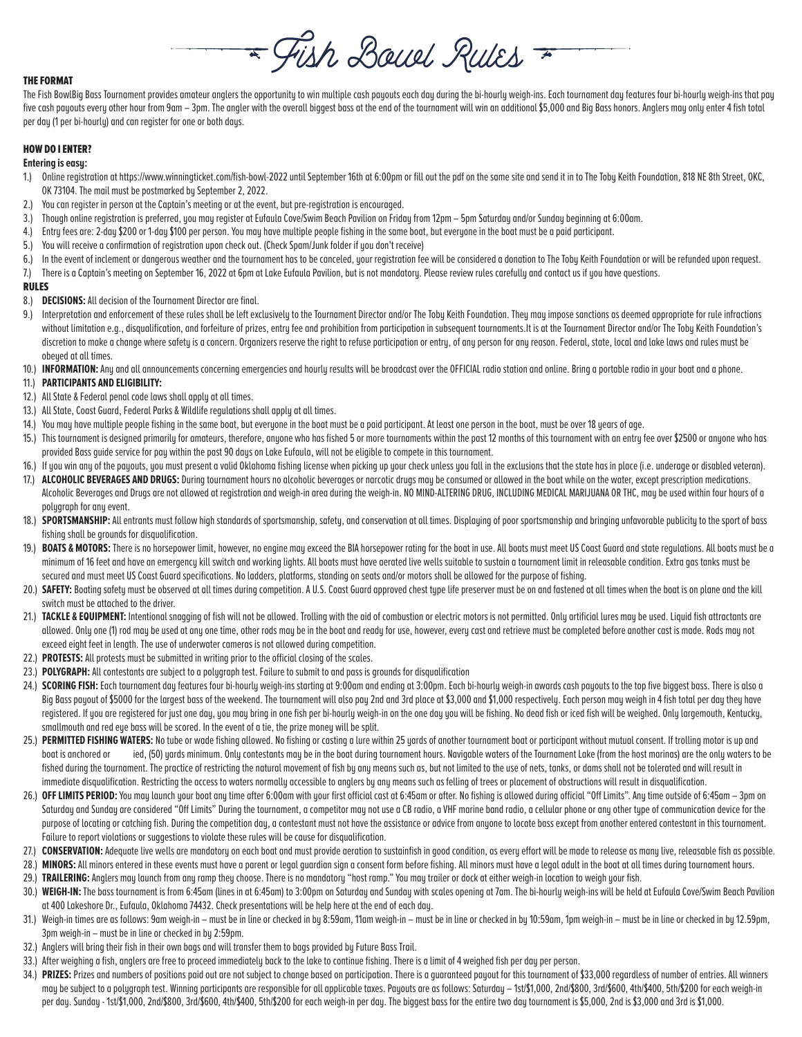# Fish Bowl Rules

### THE FORMAT

The Fish BowlBig Bass Tournament provides amateur anglers the opportunity to win multiple cash payouts each day during the bi-hourly weigh-ins. Each tournament day features four bi-hourly weigh-ins that pay five cash payouts every other hour from 9am – 3pm. The angler with the overall biggest bass at the end of the tournament will win an additional $5,000 and Big Bass honors. Anglers may only enter 4 fish total per day (1 per bi-hourly) and can register for one or both days.

### HOW DO I ENTER?

**Entering is easy:**

1.) Online registration at https://www.winningticket.com/fish-bowl-2022 until September 16th at 6:00pm or fill out the pdf on the same site and send it in to The Toby Keith Foundation, 818 NE 8th Street, OKC, OK 73104. The mail must be postmarked by September 2, 2022.
2.) You can register in person at the Captain's meeting or at the event, but pre-registration is encouraged.
3.) Though online registration is preferred, you may register at Eufaula Cove/Swim Beach Pavilion on Friday from 12pm – 5pm Saturday and/or Sunday beginning at 6:00am.
4.) Entry fees are: 2-day $200 or 1-day $100 per person. You may have multiple people fishing in the same boat, but everyone in the boat must be a paid participant.
5.) You will receive a confirmation of registration upon check out. (Check Spam/Junk folder if you don't receive)
6.) In the event of inclement or dangerous weather and the tournament has to be canceled, your registration fee will be considered a donation to The Toby Keith Foundation or will be refunded upon request.
7.) There is a Captain's meeting on September 16, 2022 at 6pm at Lake Eufaula Pavilion, but is not mandatory. Please review rules carefully and contact us if you have questions.

### RULES

8.) **DECISIONS:** All decision of the Tournament Director are final.
9.) Interpretation and enforcement of these rules shall be left exclusively to the Tournament Director and/or The Toby Keith Foundation. They may impose sanctions as deemed appropriate for rule infractions without limitation e.g., disqualification, and forfeiture of prizes, entry fee and prohibition from participation in subsequent tournaments.It is at the Tournament Director and/or The Toby Keith Foundation's discretion to make a change where safety is a concern. Organizers reserve the right to refuse participation or entry, of any person for any reason. Federal, state, local and lake laws and rules must be obeyed at all times.
10.) **INFORMATION:** Any and all announcements concerning emergencies and hourly results will be broadcast over the OFFICIAL radio station and online. Bring a portable radio in your boat and a phone.
11.) **PARTICIPANTS AND ELIGIBILITY:**
12.) All State & Federal penal code laws shall apply at all times.
13.) All State, Coast Guard, Federal Parks & Wildlife regulations shall apply at all times.
14.) You may have multiple people fishing in the same boat, but everyone in the boat must be a paid participant. At least one person in the boat, must be over 18 years of age.
15.) This tournament is designed primarily for amateurs, therefore, anyone who has fished 5 or more tournaments within the past 12 months of this tournament with an entry fee over $2500 or anyone who has provided Bass guide service for pay within the past 90 days on Lake Eufaula, will not be eligible to compete in this tournament.
16.) If you win any of the payouts, you must present a valid Oklahoma fishing license when picking up your check unless you fall in the exclusions that the state has in place (i.e. underage or disabled veteran).
17.) **ALCOHOLIC BEVERAGES AND DRUGS:** During tournament hours no alcoholic beverages or narcotic drugs may be consumed or allowed in the boat while on the water, except prescription medications. Alcoholic Beverages and Drugs are not allowed at registration and weigh-in area during the weigh-in. NO MIND-ALTERING DRUG, INCLUDING MEDICAL MARIJUANA OR THC, may be used within four hours of a polygraph for any event.
18.) **SPORTSMANSHIP:** All entrants must follow high standards of sportsmanship, safety, and conservation at all times. Displaying of poor sportsmanship and bringing unfavorable publicity to the sport of bass fishing shall be grounds for disqualification.
19.) **BOATS & MOTORS:** There is no horsepower limit, however, no engine may exceed the BIA horsepower rating for the boat in use. All boats must meet US Coast Guard and state regulations. All boats must be a minimum of 16 feet and have an emergency kill switch and working lights. All boats must have aerated live wells suitable to sustain a tournament limit in releasable condition. Extra gas tanks must be secured and must meet US Coast Guard specifications. No ladders, platforms, standing on seats and/or motors shall be allowed for the purpose of fishing.
20.) **SAFETY:** Boating safety must be observed at all times during competition. A U.S. Coast Guard approved chest type life preserver must be on and fastened at all times when the boat is on plane and the kill switch must be attached to the driver.
21.) **TACKLE & EQUIPMENT:** Intentional snagging of fish will not be allowed. Trolling with the aid of combustion or electric motors is not permitted. Only artificial lures may be used. Liquid fish attractants are allowed. Only one (1) rod may be used at any one time, other rods may be in the boat and ready for use, however, every cast and retrieve must be completed before another cast is made. Rods may not exceed eight feet in length. The use of underwater cameras is not allowed during competition.
22.) **PROTESTS:** All protests must be submitted in writing prior to the official closing of the scales.
23.) **POLYGRAPH:** All contestants are subject to a polygraph test. Failure to submit to and pass is grounds for disqualification
24.) **SCORING FISH:** Each tournament day features four bi-hourly weigh-ins starting at 9:00am and ending at 3:00pm. Each bi-hourly weigh-in awards cash payouts to the top five biggest bass. There is also a Big Bass payout of $5000 for the largest bass of the weekend. The tournament will also pay 2nd and 3rd place at $3,000 and $1,000 respectively. Each person may weigh in 4 fish total per day they have registered. If you are registered for just one day, you may bring in one fish per bi-hourly weigh-in on the one day you will be fishing. No dead fish or iced fish will be weighed. Only largemouth, Kentucky, smallmouth and red eye bass will be scored. In the event of a tie, the prize money will be split.
25.) **PERMITTED FISHING WATERS:** No tube or wade fishing allowed. No fishing or casting a lure within 25 yards of another tournament boat or participant without mutual consent. If trolling motor is up and boat is anchored or ied, (50) yards minimum. Only contestants may be in the boat during tournament hours. Navigable waters of the Tournament Lake (from the host marinas) are the only waters to be fished during the tournament. The practice of restricting the natural movement of fish by any means such as, but not limited to the use of nets, tanks, or dams shall not be tolerated and will result in immediate disqualification. Restricting the access to waters normally accessible to anglers by any means such as felling of trees or placement of obstructions will result in disqualification.
26.) **OFF LIMITS PERIOD:** You may launch your boat any time after 6:00am with your first official cast at 6:45am or after. No fishing is allowed during official "Off Limits". Any time outside of 6:45am – 3pm on Saturday and Sunday are considered "Off Limits" During the tournament, a competitor may not use a CB radio, a VHF marine band radio, a cellular phone or any other type of communication device for the purpose of locating or catching fish. During the competition day, a contestant must not have the assistance or advice from anyone to locate bass except from another entered contestant in this tournament. Failure to report violations or suggestions to violate these rules will be cause for disqualification.
27.) **CONSERVATION:** Adequate live wells are mandatory on each boat and must provide aeration to sustainfish in good condition, as every effort will be made to release as many live, releasable fish as possible.
28.) **MINORS:** All minors entered in these events must have a parent or legal guardian sign a consent form before fishing. All minors must have a legal adult in the boat at all times during tournament hours.
29.) **TRAILERING:** Anglers may launch from any ramp they choose. There is no mandatory "host ramp." You may trailer or dock at either weigh-in location to weigh your fish.
30.) **WEIGH-IN:** The bass tournament is from 6:45am (lines in at 6:45am) to 3:00pm on Saturday and Sunday with scales opening at 7am. The bi-hourly weigh-ins will be held at Eufaula Cove/Swim Beach Pavilion at 400 Lakeshore Dr., Eufaula, Oklahoma 74432. Check presentations will be help here at the end of each day.
31.) Weigh-in times are as follows: 9am weigh-in – must be in line or checked in by 8:59am, 11am weigh-in – must be in line or checked in by 10:59am, 1pm weigh-in – must be in line or checked in by 12.59pm, 3pm weigh-in – must be in line or checked in by 2:59pm.
32.) Anglers will bring their fish in their own bags and will transfer them to bags provided by Future Bass Trail.
33.) After weighing a fish, anglers are free to proceed immediately back to the lake to continue fishing. There is a limit of 4 weighed fish per day per person.
34.) **PRIZES:** Prizes and numbers of positions paid out are not subject to change based on participation. There is a guaranteed payout for this tournament of $33,000 regardless of number of entries. All winners may be subject to a polygraph test. Winning participants are responsible for all applicable taxes. Payouts are as follows: Saturday – 1st/$1,000, 2nd/$800, 3rd/$600, 4th/$400, 5th/$200 for each weigh-in per day. Sunday - 1st/$1,000, 2nd/$800, 3rd/$600, 4th/$400, 5th/$200 for each weigh-in per day. The biggest bass for the entire two day tournament is $5,000, 2nd is $3,000 and 3rd is $1,000.